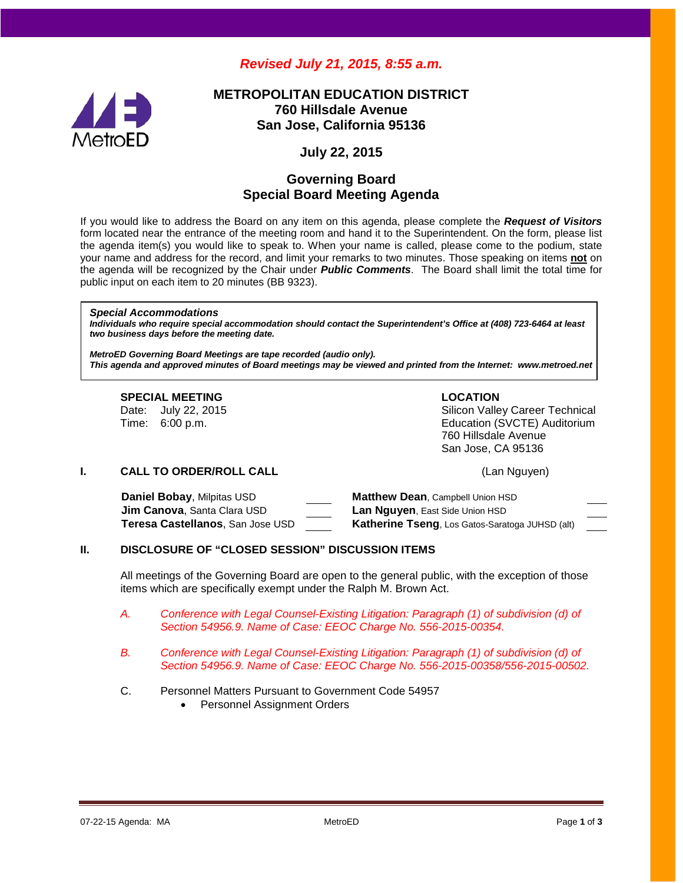*Revised July 21, 2015, 8:55 a.m.*

# METROPOLITAN EDUCATION DISTRICT
## 760 Hillsdale Avenue
## San Jose, California 95136

## July 22, 2015

## Governing Board
## Special Board Meeting Agenda

If you would like to address the Board on any item on this agenda, please complete the ***Request of Visitors*** form located near the entrance of the meeting room and hand it to the Superintendent. On the form, please list the agenda item(s) you would like to speak to. When your name is called, please come to the podium, state your name and address for the record, and limit your remarks to two minutes. Those speaking on items **not** on the agenda will be recognized by the Chair under ***Public Comments***. The Board shall limit the total time for public input on each item to 20 minutes (BB 9323).

> ***Special Accommodations***
> ***Individuals who require special accommodation should contact the Superintendent's Office at (408) 723-6464 at least two business days before the meeting date.***
>
> ***MetroED Governing Board Meetings are tape recorded (audio only).***
> ***This agenda and approved minutes of Board meetings may be viewed and printed from the Internet: www.metroed.net***

**SPECIAL MEETING**
Date: July 22, 2015
Time: 6:00 p.m.

**LOCATION**
Silicon Valley Career Technical Education (SVCTE) Auditorium
760 Hillsdale Avenue
San Jose, CA 95136

## I. CALL TO ORDER/ROLL CALL (Lan Nguyen)

| | | | |
|---|---|---|---|
| **Daniel Bobay**, Milpitas USD | ____ | **Matthew Dean**, Campbell Union HSD | ____ |
| **Jim Canova**, Santa Clara USD | ____ | **Lan Nguyen**, East Side Union HSD | ____ |
| **Teresa Castellanos**, San Jose USD | ____ | **Katherine Tseng**, Los Gatos-Saratoga JUHSD (alt) | ____ |

## II. DISCLOSURE OF "CLOSED SESSION" DISCUSSION ITEMS

All meetings of the Governing Board are open to the general public, with the exception of those items which are specifically exempt under the Ralph M. Brown Act.

*A. Conference with Legal Counsel-Existing Litigation: Paragraph (1) of subdivision (d) of Section 54956.9. Name of Case: EEOC Charge No. 556-2015-00354.*

*B. Conference with Legal Counsel-Existing Litigation: Paragraph (1) of subdivision (d) of Section 54956.9. Name of Case: EEOC Charge No. 556-2015-00358/556-2015-00502.*

C. Personnel Matters Pursuant to Government Code 54957
   - Personnel Assignment Orders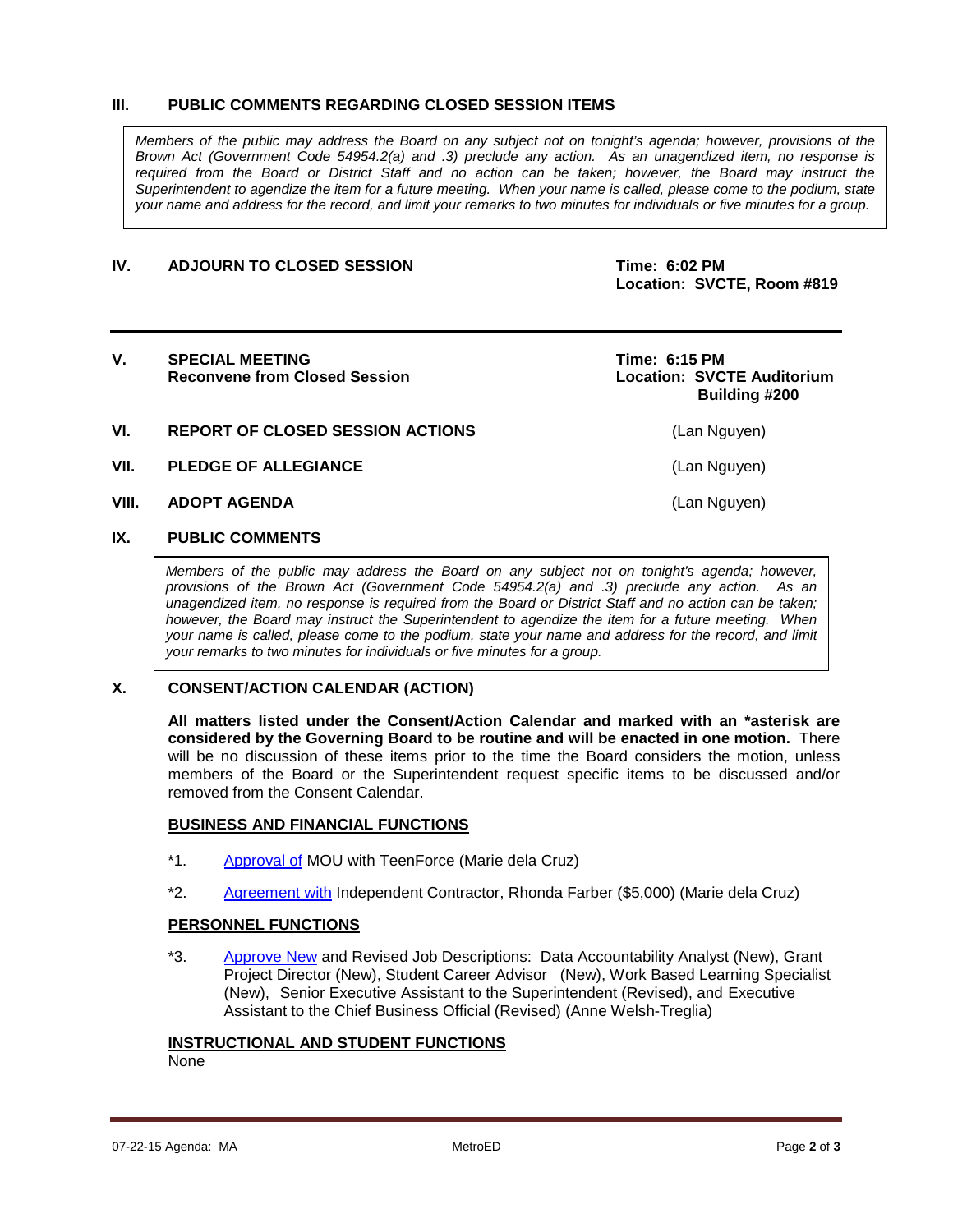## III. PUBLIC COMMENTS REGARDING CLOSED SESSION ITEMS

*Members of the public may address the Board on any subject not on tonight's agenda; however, provisions of the Brown Act (Government Code 54954.2(a) and .3) preclude any action. As an unagendized item, no response is required from the Board or District Staff and no action can be taken; however, the Board may instruct the Superintendent to agendize the item for a future meeting. When your name is called, please come to the podium, state your name and address for the record, and limit your remarks to two minutes for individuals or five minutes for a group.*

## IV. ADJOURN TO CLOSED SESSION

**Time: 6:02 PM**
**Location: SVCTE, Room #819**

---

## V. SPECIAL MEETING
### Reconvene from Closed Session

**Time: 6:15 PM**
**Location: SVCTE Auditorium Building #200**

## VI. REPORT OF CLOSED SESSION ACTIONS
(Lan Nguyen)

## VII. PLEDGE OF ALLEGIANCE
(Lan Nguyen)

## VIII. ADOPT AGENDA
(Lan Nguyen)

## IX. PUBLIC COMMENTS

*Members of the public may address the Board on any subject not on tonight's agenda; however, provisions of the Brown Act (Government Code 54954.2(a) and .3) preclude any action. As an unagendized item, no response is required from the Board or District Staff and no action can be taken; however, the Board may instruct the Superintendent to agendize the item for a future meeting. When your name is called, please come to the podium, state your name and address for the record, and limit your remarks to two minutes for individuals or five minutes for a group.*

## X. CONSENT/ACTION CALENDAR (ACTION)

**All matters listed under the Consent/Action Calendar and marked with an *asterisk are considered by the Governing Board to be routine and will be enacted in one motion.** There will be no discussion of these items prior to the time the Board considers the motion, unless members of the Board or the Superintendent request specific items to be discussed and/or removed from the Consent Calendar.

**BUSINESS AND FINANCIAL FUNCTIONS**

*1. Approval of MOU with TeenForce (Marie dela Cruz)

*2. Agreement with Independent Contractor, Rhonda Farber ($5,000) (Marie dela Cruz)

**PERSONNEL FUNCTIONS**

*3. Approve New and Revised Job Descriptions: Data Accountability Analyst (New), Grant Project Director (New), Student Career Advisor (New), Work Based Learning Specialist (New), Senior Executive Assistant to the Superintendent (Revised), and Executive Assistant to the Chief Business Official (Revised) (Anne Welsh-Treglia)

**INSTRUCTIONAL AND STUDENT FUNCTIONS**

None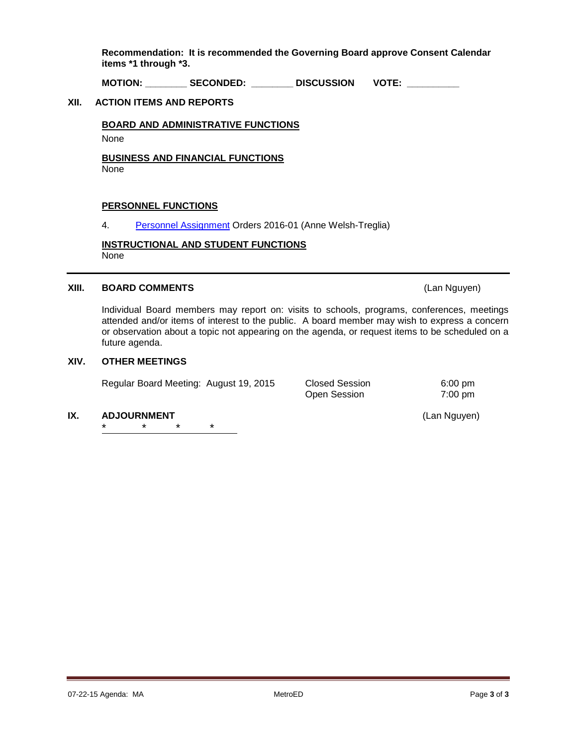**Recommendation: It is recommended the Governing Board approve Consent Calendar items *1 through *3.**

**MOTION: ________ SECONDED: ________ DISCUSSION VOTE: __________**

## XII. ACTION ITEMS AND REPORTS

**BOARD AND ADMINISTRATIVE FUNCTIONS**

None

**BUSINESS AND FINANCIAL FUNCTIONS**

None

**PERSONNEL FUNCTIONS**

4. Personnel Assignment Orders 2016-01 (Anne Welsh-Treglia)

**INSTRUCTIONAL AND STUDENT FUNCTIONS**

None

---

## XIII. BOARD COMMENTS (Lan Nguyen)

Individual Board members may report on: visits to schools, programs, conferences, meetings attended and/or items of interest to the public. A board member may wish to express a concern or observation about a topic not appearing on the agenda, or request items to be scheduled on a future agenda.

## XIV. OTHER MEETINGS

| | | |
|---|---|---|
| Regular Board Meeting: August 19, 2015 | Closed Session | 6:00 pm |
| | Open Session | 7:00 pm |

## IX. ADJOURNMENT (Lan Nguyen)

\* \* \* \*